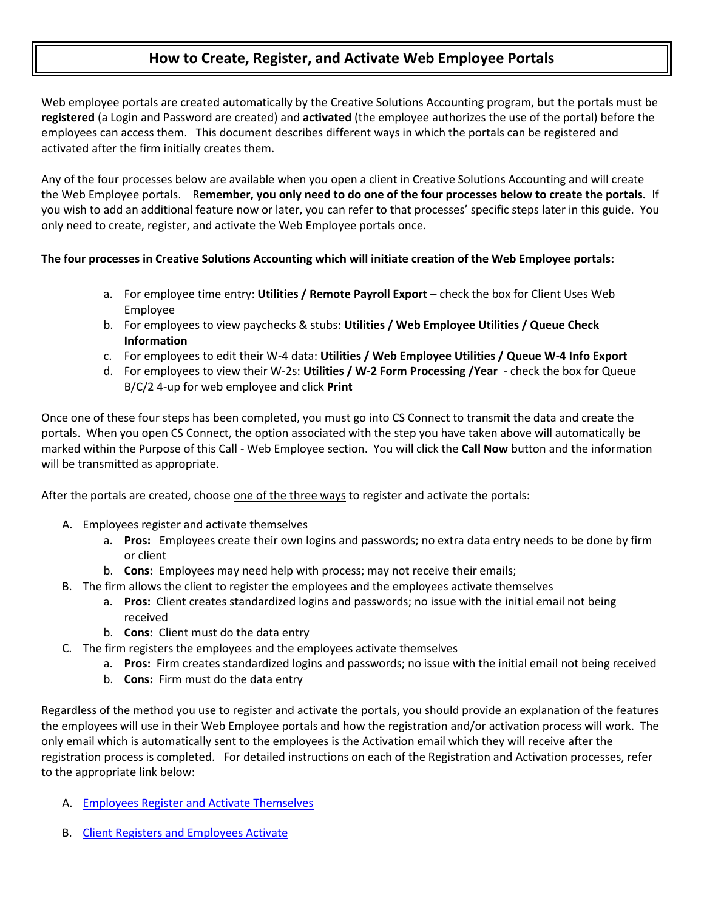# How to Create, Register, and Activate Web Employee Portals

Web employee portals are created automatically by the Creative Solutions Accounting program, but the portals must be **registered** (a Login and Password are created) and **activated** (the employee authorizes the use of the portal) before the employees can access them. This document describes different ways in which the portals can be registered and activated after the firm initially creates them.

Any of the four processes below are available when you open a client in Creative Solutions Accounting and will create the Web Employee portals. R**emember, you only need to do one of the four processes below to create the portals.** If you wish to add an additional feature now or later, you can refer to that processes' specific steps later in this guide. You only need to create, register, and activate the Web Employee portals once.

**The four processes in Creative Solutions Accounting which will initiate creation of the Web Employee portals:**

a. For employee time entry: **Utilities / Remote Payroll Export** – check the box for Client Uses Web Employee
b. For employees to view paychecks & stubs: **Utilities / Web Employee Utilities / Queue Check Information**
c. For employees to edit their W-4 data: **Utilities / Web Employee Utilities / Queue W-4 Info Export**
d. For employees to view their W-2s: **Utilities / W-2 Form Processing /Year** - check the box for Queue B/C/2 4-up for web employee and click **Print**

Once one of these four steps has been completed, you must go into CS Connect to transmit the data and create the portals. When you open CS Connect, the option associated with the step you have taken above will automatically be marked within the Purpose of this Call - Web Employee section. You will click the **Call Now** button and the information will be transmitted as appropriate.

After the portals are created, choose <u>one of the three ways</u> to register and activate the portals:

A. Employees register and activate themselves
   a. **Pros:** Employees create their own logins and passwords; no extra data entry needs to be done by firm or client
   b. **Cons:** Employees may need help with process; may not receive their emails;
B. The firm allows the client to register the employees and the employees activate themselves
   a. **Pros:** Client creates standardized logins and passwords; no issue with the initial email not being received
   b. **Cons:** Client must do the data entry
C. The firm registers the employees and the employees activate themselves
   a. **Pros:** Firm creates standardized logins and passwords; no issue with the initial email not being received
   b. **Cons:** Firm must do the data entry

Regardless of the method you use to register and activate the portals, you should provide an explanation of the features the employees will use in their Web Employee portals and how the registration and/or activation process will work. The only email which is automatically sent to the employees is the Activation email which they will receive after the registration process is completed. For detailed instructions on each of the Registration and Activation processes, refer to the appropriate link below:

A. Employees Register and Activate Themselves

B. Client Registers and Employees Activate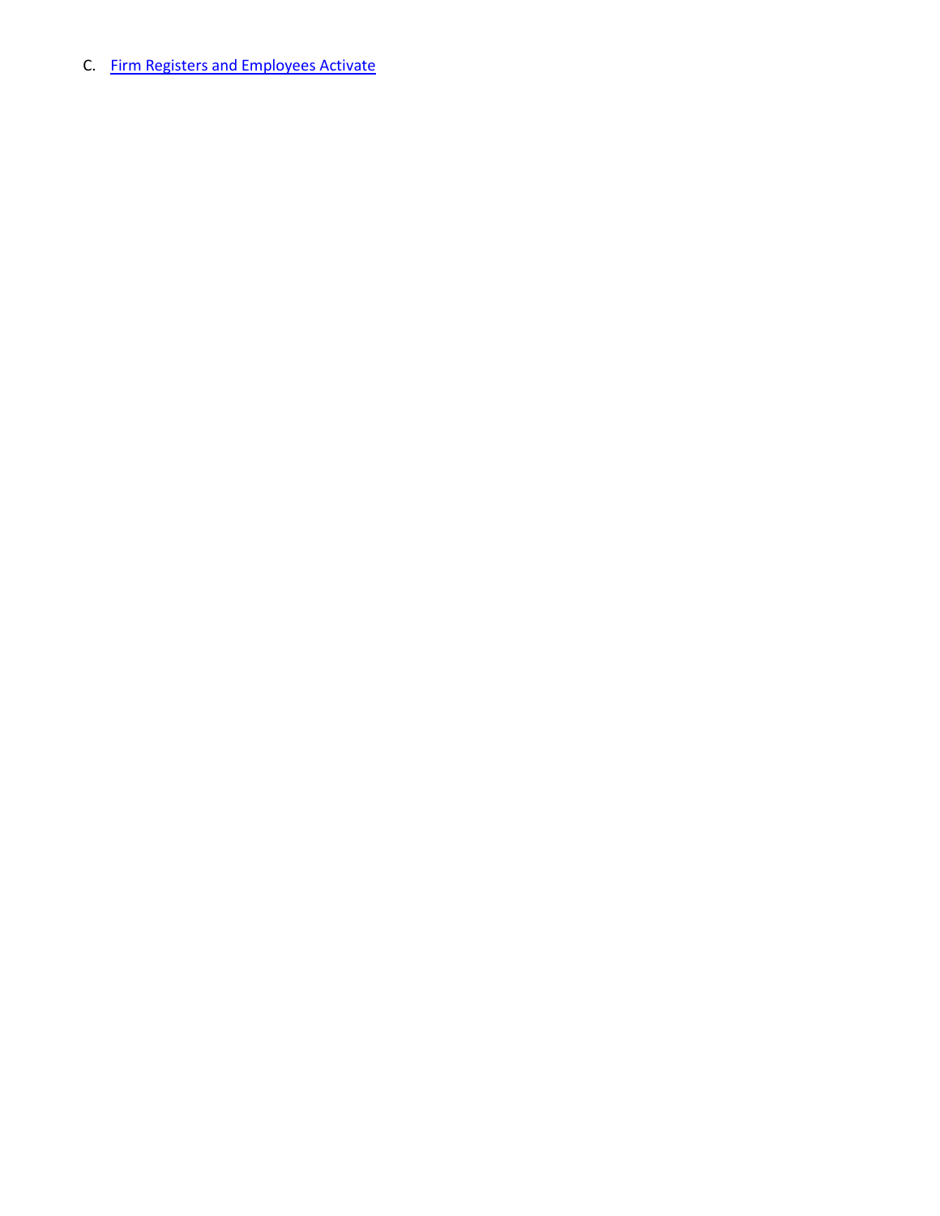C. [Firm Registers and Employees Activate]